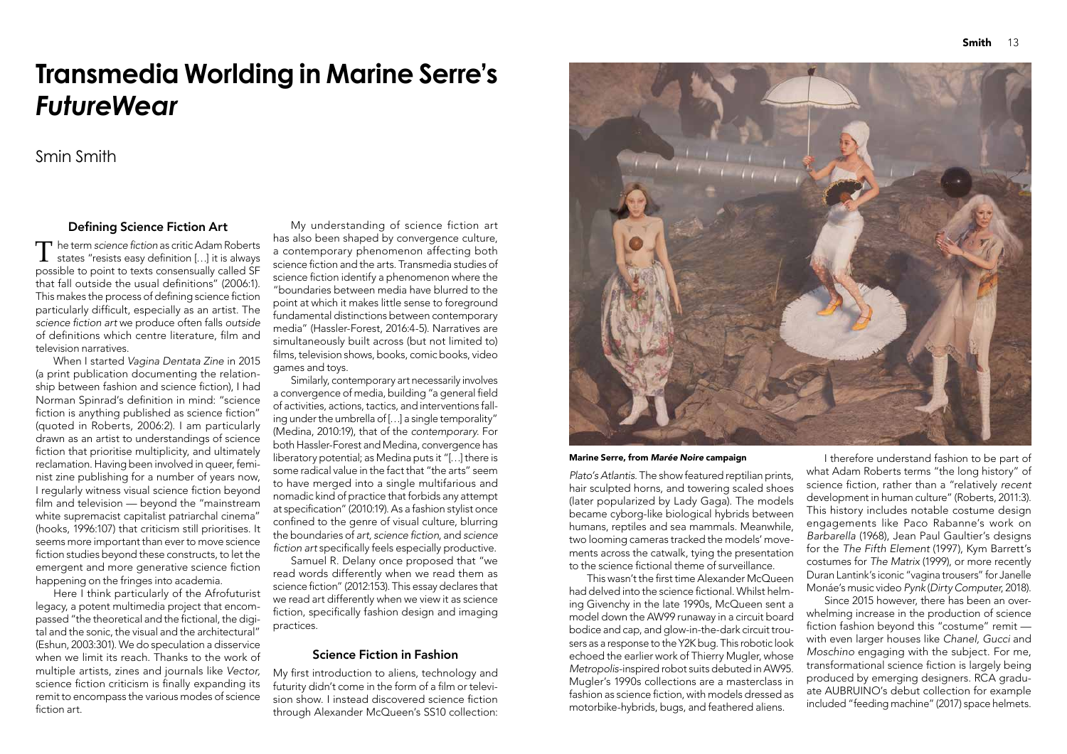# Transmedia Worlding in Marine Serre's *FutureWear*

Smin Smith

### Defining Science Fiction Art

The term *science fiction* as critic Adam Roberts states "resists easy definition […] it is always possible to point to texts consensually called SF that fall outside the usual definitions" (2006:1). This makes the process of defining science fiction particularly difficult, especially as an artist. The *science fiction art* we produce often falls *outside* of definitions which centre literature, film and television narratives.

When I started *Vagina Dentata Zine* in 2015 (a print publication documenting the relationship between fashion and science fiction), I had Norman Spinrad's definition in mind: "science fiction is anything published as science fiction" (quoted in Roberts, 2006:2). I am particularly drawn as an artist to understandings of science fiction that prioritise multiplicity, and ultimately reclamation. Having been involved in queer, feminist zine publishing for a number of years now, I regularly witness visual science fiction beyond film and television — beyond the "mainstream white supremacist capitalist patriarchal cinema" (hooks, 1996:107) that criticism still prioritises. It seems more important than ever to move science fiction studies beyond these constructs, to let the emergent and more generative science fiction happening on the fringes into academia.

Here I think particularly of the Afrofuturist legacy, a potent multimedia project that encompassed "the theoretical and the fictional, the digital and the sonic, the visual and the architectural" (Eshun, 2003:301). We do speculation a disservice when we limit its reach. Thanks to the work of multiple artists, zines and journals like *Vector*, science fiction criticism is finally expanding its remit to encompass the various modes of science fiction art.

My understanding of science fiction art has also been shaped by convergence culture, a contemporary phenomenon affecting both science fiction and the arts. Transmedia studies of science fiction identify a phenomenon where the "boundaries between media have blurred to the point at which it makes little sense to foreground fundamental distinctions between contemporary media" (Hassler-Forest, 2016:4-5). Narratives are simultaneously built across (but not limited to) films, television shows, books, comic books, video games and toys.

Similarly, contemporary art necessarily involves a convergence of media, building "a general field of activities, actions, tactics, and interventions falling under the umbrella of […] a single temporality" (Medina, 2010:19), that of the *contemporary*. For both Hassler-Forest and Medina, convergence has liberatory potential; as Medina puts it "[…] there is some radical value in the fact that "the arts" seem to have merged into a single multifarious and nomadic kind of practice that forbids any attempt at specification" (2010:19). As a fashion stylist once confined to the genre of visual culture, blurring the boundaries of *art, science fiction*, and *science fiction art* specifically feels especially productive.

Samuel R. Delany once proposed that "we read words differently when we read them as science fiction" (2012:153). This essay declares that we read art differently when we view it as science fiction, specifically fashion design and imaging practices.

### Science Fiction in Fashion

My first introduction to aliens, technology and futurity didn't come in the form of a film or television show. I instead discovered science fiction through Alexander McQueen's SS10 collection: *Plato's Atlantis*. The show featured reptilian prints, hair sculpted horns, and towering scaled shoes (later popularized by Lady Gaga). The models became cyborg-like biological hybrids between humans, reptiles and sea mammals. Meanwhile, two looming cameras tracked the models' movements across the catwalk, tying the presentation to the science fictional theme of surveillance.

This wasn't the first time Alexander McQueen had delved into the science fictional. Whilst helming Givenchy in the late 1990s, McQueen sent a model down the AW99 runaway in a circuit board bodice and cap, and glow-in-the-dark circuit trousers as a response to the Y2K bug. This robotic look echoed the earlier work of Thierry Mugler, whose *Metropolis*-inspired robot suits debuted in AW95. Mugler's 1990s collections are a masterclass in fashion as science fiction, with models dressed as motorbike-hybrids, bugs, and feathered aliens.

**Marine Serre, from *Marée Noire* campaign**

I therefore understand fashion to be part of what Adam Roberts terms "the long history" of science fiction, rather than a "relatively *recent* development in human culture" (Roberts, 2011:3). This history includes notable costume design engagements like Paco Rabanne's work on *Barbarella* (1968), Jean Paul Gaultier's designs for the *The Fifth Element* (1997), Kym Barrett's costumes for *The Matrix* (1999), or more recently Duran Lantink's iconic "vagina trousers" for Janelle Monáe's music video *Pynk* (*Dirty Computer*, 2018).

Since 2015 however, there has been an overwhelming increase in the production of science fiction fashion beyond this "costume" remit — with even larger houses like *Chanel, Gucci* and *Moschino* engaging with the subject. For me, transformational science fiction is largely being produced by emerging designers. RCA graduate AUBRUINO's debut collection for example included "feeding machine" (2017) space helmets.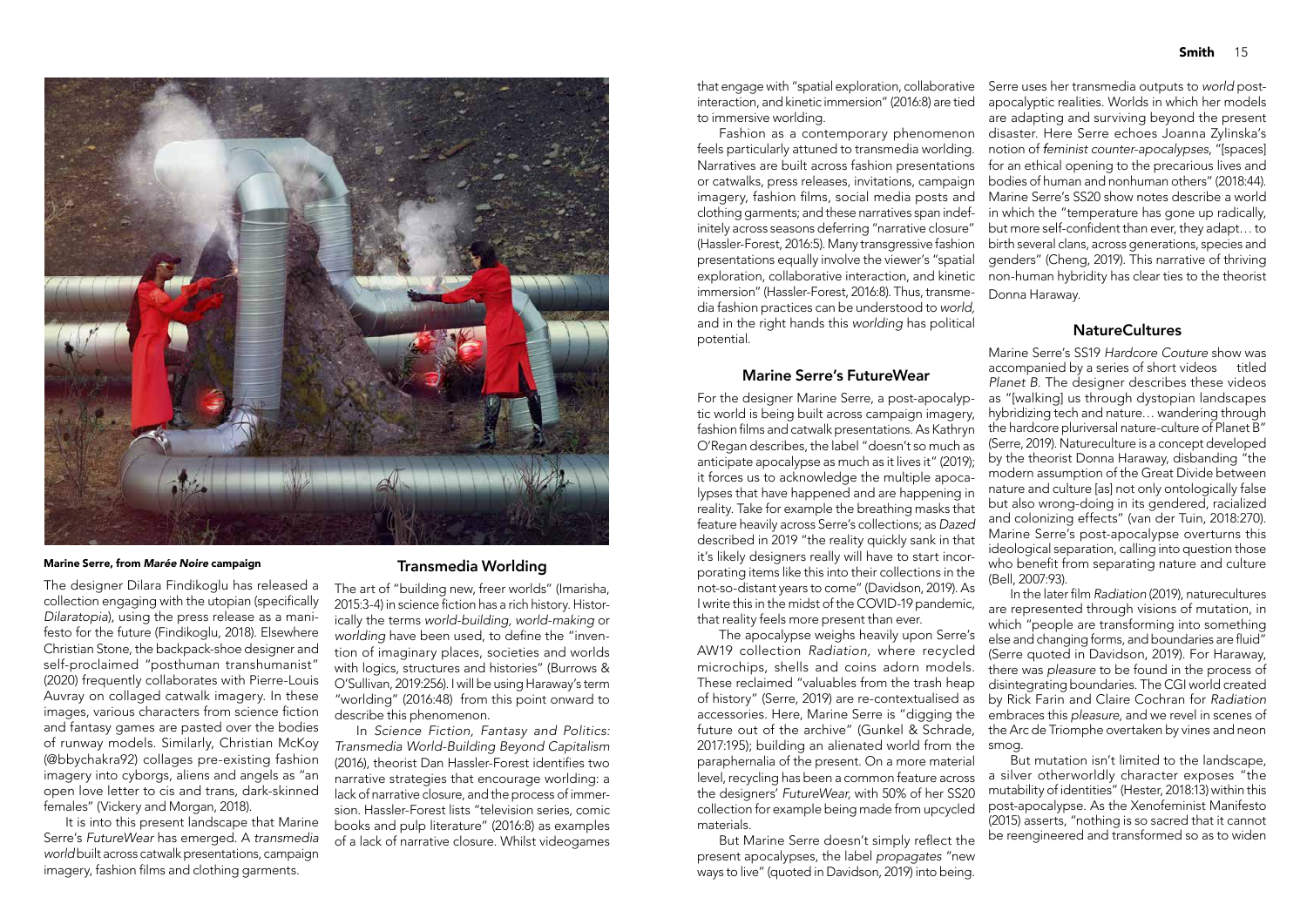**Marine Serre, from *Marée Noire* campaign**

The designer Dilara Findikoglu has released a collection engaging with the utopian (specifically *Dilaratopia*), using the press release as a manifesto for the future (Findikoglu, 2018). Elsewhere Christian Stone, the backpack-shoe designer and self-proclaimed "posthuman transhumanist" (2020) frequently collaborates with Pierre-Louis Auvray on collaged catwalk imagery. In these images, various characters from science fiction and fantasy games are pasted over the bodies of runway models. Similarly, Christian McKoy (@bbychakra92) collages pre-existing fashion imagery into cyborgs, aliens and angels as "an open love letter to cis and trans, dark-skinned females" (Vickery and Morgan, 2018).

It is into this present landscape that Marine Serre's *FutureWear* has emerged. A *transmedia world* built across catwalk presentations, campaign imagery, fashion films and clothing garments.

## Transmedia Worlding

The art of "building new, freer worlds" (Imarisha, 2015:3-4) in science fiction has a rich history. Historically the terms *world-building, world-making* or *worlding* have been used, to define the "invention of imaginary places, societies and worlds with logics, structures and histories" (Burrows & O'Sullivan, 2019:256). I will be using Haraway's term "worlding" (2016:48) from this point onward to describe this phenomenon.

In *Science Fiction, Fantasy and Politics: Transmedia World-Building Beyond Capitalism* (2016), theorist Dan Hassler-Forest identifies two narrative strategies that encourage worlding: a lack of narrative closure, and the process of immersion. Hassler-Forest lists "television series, comic books and pulp literature" (2016:8) as examples of a lack of narrative closure. Whilst videogames that engage with "spatial exploration, collaborative interaction, and kinetic immersion" (2016:8) are tied to immersive worlding.

Fashion as a contemporary phenomenon feels particularly attuned to transmedia worlding. Narratives are built across fashion presentations or catwalks, press releases, invitations, campaign imagery, fashion films, social media posts and clothing garments; and these narratives span indefinitely across seasons deferring "narrative closure" (Hassler-Forest, 2016:5). Many transgressive fashion presentations equally involve the viewer's "spatial exploration, collaborative interaction, and kinetic immersion" (Hassler-Forest, 2016:8). Thus, transmedia fashion practices can be understood to *world,* and in the right hands this *worlding* has political potential.

## Marine Serre's FutureWear

For the designer Marine Serre, a post-apocalyptic world is being built across campaign imagery, fashion films and catwalk presentations. As Kathryn O'Regan describes, the label "doesn't so much as anticipate apocalypse as much as it lives it" (2019); it forces us to acknowledge the multiple apocalypses that have happened and are happening in reality. Take for example the breathing masks that feature heavily across Serre's collections; as *Dazed* described in 2019 "the reality quickly sank in that it's likely designers really will have to start incorporating items like this into their collections in the not-so-distant years to come" (Davidson, 2019). As I write this in the midst of the COVID-19 pandemic, that reality feels more present than ever.

The apocalypse weighs heavily upon Serre's AW19 collection *Radiation,* where recycled microchips, shells and coins adorn models. These reclaimed "valuables from the trash heap of history" (Serre, 2019) are re-contextualised as accessories. Here, Marine Serre is "digging the future out of the archive" (Gunkel & Schrade, 2017:195); building an alienated world from the paraphernalia of the present. On a more material level, recycling has been a common feature across the designers' *FutureWear,* with 50% of her SS20 collection for example being made from upcycled materials.

But Marine Serre doesn't simply reflect the present apocalypses, the label *propagates* "new ways to live" (quoted in Davidson, 2019) into being. Serre uses her transmedia outputs to *world* post-apocalyptic realities. Worlds in which her models are adapting and surviving beyond the present disaster. Here Serre echoes Joanna Zylinska's notion of *feminist counter-apocalypses,* "[spaces] for an ethical opening to the precarious lives and bodies of human and nonhuman others" (2018:44). Marine Serre's SS20 show notes describe a world in which the "temperature has gone up radically, but more self-confident than ever, they adapt… to birth several clans, across generations, species and genders" (Cheng, 2019). This narrative of thriving non-human hybridity has clear ties to the theorist Donna Haraway.

## NatureCultures

Marine Serre's SS19 *Hardcore Couture* show was accompanied by a series of short videos titled *Planet B*. The designer describes these videos as "[walking] us through dystopian landscapes hybridizing tech and nature… wandering through the hardcore pluriversal nature-culture of Planet B" (Serre, 2019). Natureculture is a concept developed by the theorist Donna Haraway, disbanding "the modern assumption of the Great Divide between nature and culture [as] not only ontologically false but also wrong-doing in its gendered, racialized and colonizing effects" (van der Tuin, 2018:270). Marine Serre's post-apocalypse overturns this ideological separation, calling into question those who benefit from separating nature and culture (Bell, 2007:93).

In the later film *Radiation* (2019), naturecultures are represented through visions of mutation, in which "people are transforming into something else and changing forms, and boundaries are fluid" (Serre quoted in Davidson, 2019). For Haraway, there was *pleasure* to be found in the process of disintegrating boundaries. The CGI world created by Rick Farin and Claire Cochran for *Radiation* embraces this *pleasure,* and we revel in scenes of the Arc de Triomphe overtaken by vines and neon smog.

But mutation isn't limited to the landscape, a silver otherworldly character exposes "the mutability of identities" (Hester, 2018:13) within this post-apocalypse. As the Xenofeminist Manifesto (2015) asserts, "nothing is so sacred that it cannot be reengineered and transformed so as to widen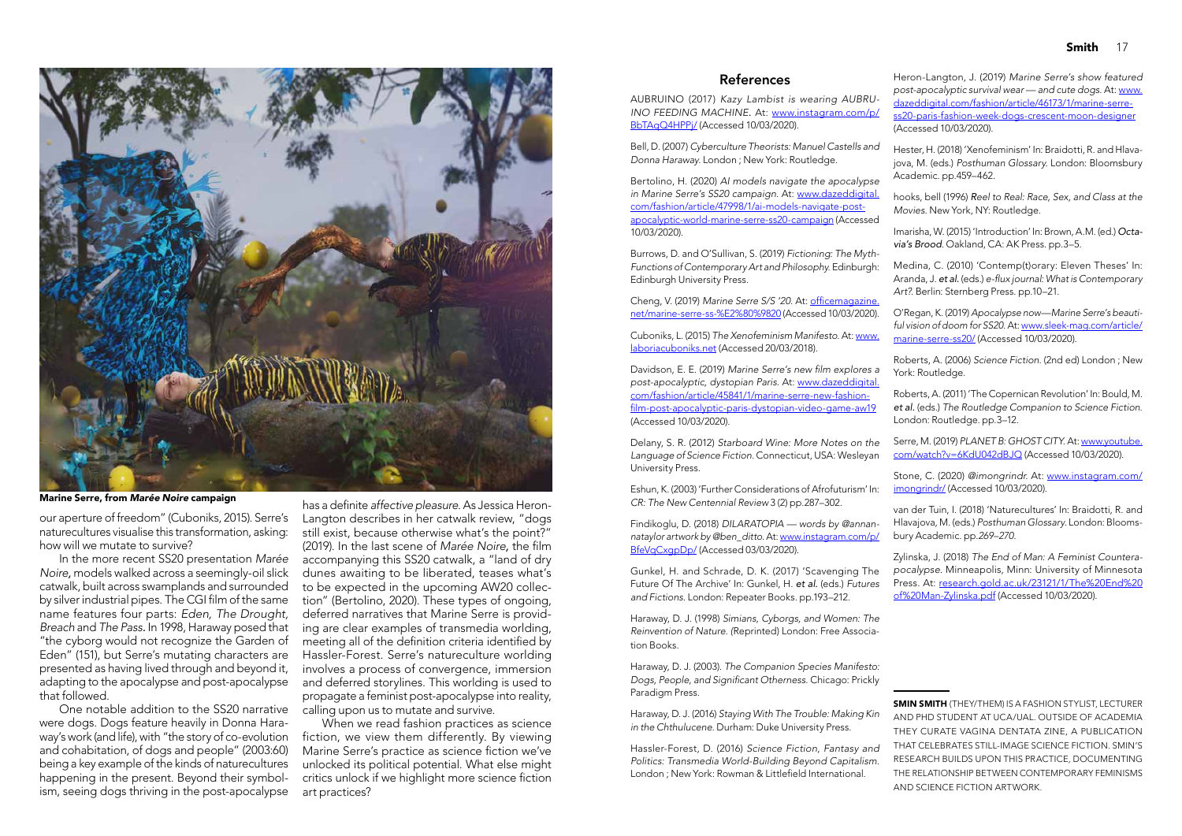**Marine Serre, from *Marée Noire* campaign**

our aperture of freedom" (Cuboniks, 2015). Serre's naturecultures visualise this transformation, asking: how will we mutate to survive?

In the more recent SS20 presentation *Marée Noire*, models walked across a seemingly-oil slick catwalk, built across swamplands and surrounded by silver industrial pipes. The CGI film of the same name features four parts: *Eden*, *The Drought*, *Breach* and *The Pass*. In 1998, Haraway posed that "the cyborg would not recognize the Garden of Eden" (151), but Serre's mutating characters are presented as having lived through and beyond it, adapting to the apocalypse and post-apocalypse that followed.

One notable addition to the SS20 narrative were dogs. Dogs feature heavily in Donna Haraway's work (and life), with "the story of co-evolution and cohabitation, of dogs and people" (2003:60) being a key example of the kinds of naturecultures happening in the present. Beyond their symbolism, seeing dogs thriving in the post-apocalypse has a definite *affective pleasure*. As Jessica Heron-Langton describes in her catwalk review, "dogs still exist, because otherwise what's the point?" (2019). In the last scene of *Marée Noire*, the film accompanying this SS20 catwalk, a "land of dry dunes awaiting to be liberated, teases what's to be expected in the upcoming AW20 collection" (Bertolino, 2020). These types of ongoing, deferred narratives that Marine Serre is providing are clear examples of transmedia worlding, meeting all of the definition criteria identified by Hassler-Forest. Serre's natureculture worlding involves a process of convergence, immersion and deferred storylines. This worlding is used to propagate a feminist post-apocalypse into reality, calling upon us to mutate and survive.

When we read fashion practices as science fiction, we view them differently. By viewing Marine Serre's practice as science fiction we've unlocked its political potential. What else might critics unlock if we highlight more science fiction art practices?

## References

AUBRUINO (2017) *Kazy Lambist is wearing AUBRUINO FEEDING MACHINE*. At: www.instagram.com/p/BbTAqQ4HPPj/ (Accessed 10/03/2020).

Bell, D. (2007) *Cyberculture Theorists: Manuel Castells and Donna Haraway*. London ; New York: Routledge.

Bertolino, H. (2020) *AI models navigate the apocalypse in Marine Serre's SS20 campaign*. At: www.dazeddigital.com/fashion/article/47998/1/ai-models-navigate-post-apocalyptic-world-marine-serre-ss20-campaign (Accessed 10/03/2020).

Burrows, D. and O'Sullivan, S. (2019) *Fictioning: The Myth-Functions of Contemporary Art and Philosophy*. Edinburgh: Edinburgh University Press.

Cheng, V. (2019) *Marine Serre S/S '20*. At: officemagazine.net/marine-serre-ss-%E2%80%9820 (Accessed 10/03/2020).

Cuboniks, L. (2015) *The Xenofeminism Manifesto*. At: www.laboriacuboniks.net (Accessed 20/03/2018).

Davidson, E. E. (2019) *Marine Serre's new film explores a post-apocalyptic, dystopian Paris*. At: www.dazeddigital.com/fashion/article/45841/1/marine-serre-new-fashion-film-post-apocalyptic-paris-dystopian-video-game-aw19 (Accessed 10/03/2020).

Delany, S. R. (2012) *Starboard Wine: More Notes on the Language of Science Fiction*. Connecticut, USA: Wesleyan University Press.

Eshun, K. (2003) 'Further Considerations of Afrofuturism' In: *CR: The New Centennial Review* 3 (2) pp.287–302.

Findikoglu, D. (2018) *DILARATOPIA — words by @annannataylor artwork by @ben_ditto*. At: www.instagram.com/p/BfeVqCxgpDp/ (Accessed 03/03/2020).

Gunkel, H. and Schrade, D. K. (2017) 'Scavenging The Future Of The Archive' In: Gunkel, H. *et al.* (eds.) *Futures and Fictions*. London: Repeater Books. pp.193–212.

Haraway, D. J. (1998) *Simians, Cyborgs, and Women: The Reinvention of Nature*. (Reprinted) London: Free Association Books.

Haraway, D. J. (2003). *The Companion Species Manifesto: Dogs, People, and Significant Otherness*. Chicago: Prickly Paradigm Press.

Haraway, D. J. (2016) *Staying With The Trouble: Making Kin in the Chthulucene*. Durham: Duke University Press.

Hassler-Forest, D. (2016) *Science Fiction, Fantasy and Politics: Transmedia World-Building Beyond Capitalism*. London ; New York: Rowman & Littlefield International.

Heron-Langton, J. (2019) *Marine Serre's show featured post-apocalyptic survival wear — and cute dogs*. At: www.dazeddigital.com/fashion/article/46173/1/marine-serre-ss20-paris-fashion-week-dogs-crescent-moon-designer (Accessed 10/03/2020).

Hester, H. (2018) 'Xenofeminism' In: Braidotti, R. and Hlavajova, M. (eds.) *Posthuman Glossary*. London: Bloomsbury Academic. pp.459–462.

hooks, bell (1996) *Reel to Real: Race, Sex, and Class at the Movies*. New York, NY: Routledge.

Imarisha, W. (2015) 'Introduction' In: Brown, A.M. (ed.) *Octavia's Brood*. Oakland, CA: AK Press. pp.3–5.

Medina, C. (2010) 'Contemp(t)orary: Eleven Theses' In: Aranda, J. *et al.* (eds.) *e-flux journal: What is Contemporary Art?*. Berlin: Sternberg Press. pp.10–21.

O'Regan, K. (2019) *Apocalypse now—Marine Serre's beautiful vision of doom for SS20*. At: www.sleek-mag.com/article/marine-serre-ss20/ (Accessed 10/03/2020).

Roberts, A. (2006) *Science Fiction*. (2nd ed) London ; New York: Routledge.

Roberts, A. (2011) 'The Copernican Revolution' In: Bould, M. *et al.* (eds.) *The Routledge Companion to Science Fiction*. London: Routledge. pp.3–12.

Serre, M. (2019) *PLANET B: GHOST CITY*. At: www.youtube.com/watch?v=6KdU042dBJQ (Accessed 10/03/2020).

Stone, C. (2020) *@imongrindr*. At: www.instagram.com/imongrindr/ (Accessed 10/03/2020).

van der Tuin, I. (2018) 'Naturecultures' In: Braidotti, R. and Hlavajova, M. (eds.) *Posthuman Glossary*. London: Bloomsbury Academic. pp.*269–270*.

Zylinska, J. (2018) *The End of Man: A Feminist Counterapocalypse*. Minneapolis, Minn: University of Minnesota Press. At: research.gold.ac.uk/23121/1/The%20End%20of%20Man-Zylinska.pdf (Accessed 10/03/2020).

---

**SMIN SMITH** (THEY/THEM) IS A FASHION STYLIST, LECTURER AND PHD STUDENT AT UCA/UAL. OUTSIDE OF ACADEMIA THEY CURATE VAGINA DENTATA ZINE, A PUBLICATION THAT CELEBRATES STILL-IMAGE SCIENCE FICTION. SMIN'S RESEARCH BUILDS UPON THIS PRACTICE, DOCUMENTING THE RELATIONSHIP BETWEEN CONTEMPORARY FEMINISMS AND SCIENCE FICTION ARTWORK.